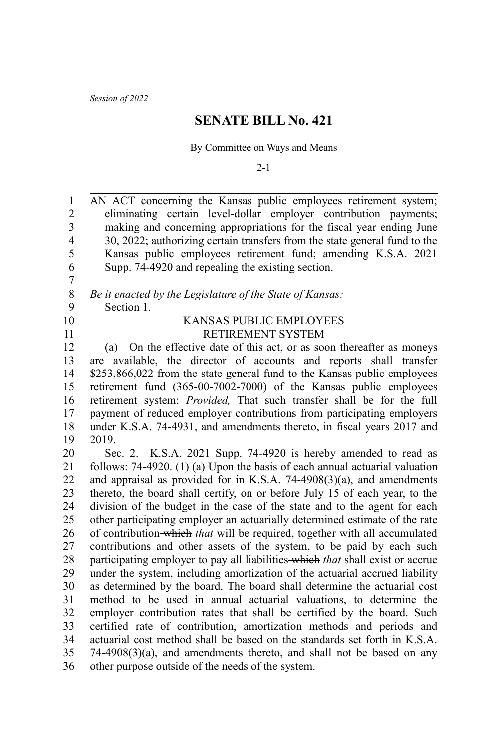*Session of 2022*

# SENATE BILL No. 421

By Committee on Ways and Means

2-1

AN ACT concerning the Kansas public employees retirement system; eliminating certain level-dollar employer contribution payments; making and concerning appropriations for the fiscal year ending June 30, 2022; authorizing certain transfers from the state general fund to the Kansas public employees retirement fund; amending K.S.A. 2021 Supp. 74-4920 and repealing the existing section.

*Be it enacted by the Legislature of the State of Kansas:*

Section 1.

KANSAS PUBLIC EMPLOYEES
RETIREMENT SYSTEM

(a) On the effective date of this act, or as soon thereafter as moneys are available, the director of accounts and reports shall transfer $253,866,022 from the state general fund to the Kansas public employees retirement fund (365-00-7002-7000) of the Kansas public employees retirement system: *Provided,* That such transfer shall be for the full payment of reduced employer contributions from participating employers under K.S.A. 74-4931, and amendments thereto, in fiscal years 2017 and 2019.

Sec. 2. K.S.A. 2021 Supp. 74-4920 is hereby amended to read as follows: 74-4920. (1) (a) Upon the basis of each annual actuarial valuation and appraisal as provided for in K.S.A. 74-4908(3)(a), and amendments thereto, the board shall certify, on or before July 15 of each year, to the division of the budget in the case of the state and to the agent for each other participating employer an actuarially determined estimate of the rate of contribution ~~which~~ *that* will be required, together with all accumulated contributions and other assets of the system, to be paid by each such participating employer to pay all liabilities ~~which~~ *that* shall exist or accrue under the system, including amortization of the actuarial accrued liability as determined by the board. The board shall determine the actuarial cost method to be used in annual actuarial valuations, to determine the employer contribution rates that shall be certified by the board. Such certified rate of contribution, amortization methods and periods and actuarial cost method shall be based on the standards set forth in K.S.A. 74-4908(3)(a), and amendments thereto, and shall not be based on any other purpose outside of the needs of the system.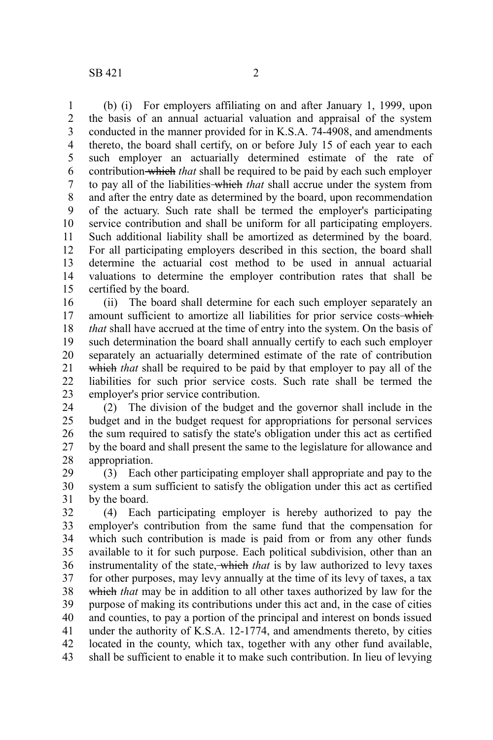(b) (i) For employers affiliating on and after January 1, 1999, upon the basis of an annual actuarial valuation and appraisal of the system conducted in the manner provided for in K.S.A. 74-4908, and amendments thereto, the board shall certify, on or before July 15 of each year to each such employer an actuarially determined estimate of the rate of contribution ~~which~~ *that* shall be required to be paid by each such employer to pay all of the liabilities ~~which~~ *that* shall accrue under the system from and after the entry date as determined by the board, upon recommendation of the actuary. Such rate shall be termed the employer's participating service contribution and shall be uniform for all participating employers. Such additional liability shall be amortized as determined by the board. For all participating employers described in this section, the board shall determine the actuarial cost method to be used in annual actuarial valuations to determine the employer contribution rates that shall be certified by the board.

(ii) The board shall determine for each such employer separately an amount sufficient to amortize all liabilities for prior service costs ~~which~~ *that* shall have accrued at the time of entry into the system. On the basis of such determination the board shall annually certify to each such employer separately an actuarially determined estimate of the rate of contribution ~~which~~ *that* shall be required to be paid by that employer to pay all of the liabilities for such prior service costs. Such rate shall be termed the employer's prior service contribution.

(2) The division of the budget and the governor shall include in the budget and in the budget request for appropriations for personal services the sum required to satisfy the state's obligation under this act as certified by the board and shall present the same to the legislature for allowance and appropriation.

(3) Each other participating employer shall appropriate and pay to the system a sum sufficient to satisfy the obligation under this act as certified by the board.

(4) Each participating employer is hereby authorized to pay the employer's contribution from the same fund that the compensation for which such contribution is made is paid from or from any other funds available to it for such purpose. Each political subdivision, other than an instrumentality of the state~~, which~~ *that* is by law authorized to levy taxes for other purposes, may levy annually at the time of its levy of taxes, a tax ~~which~~ *that* may be in addition to all other taxes authorized by law for the purpose of making its contributions under this act and, in the case of cities and counties, to pay a portion of the principal and interest on bonds issued under the authority of K.S.A. 12-1774, and amendments thereto, by cities located in the county, which tax, together with any other fund available, shall be sufficient to enable it to make such contribution. In lieu of levying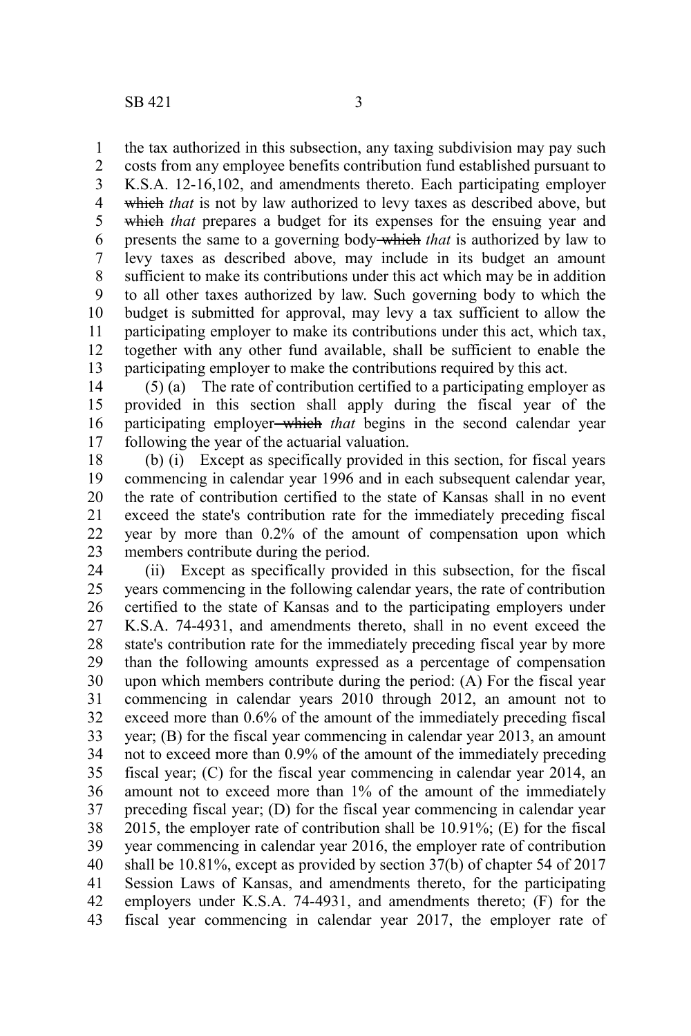the tax authorized in this subsection, any taxing subdivision may pay such costs from any employee benefits contribution fund established pursuant to K.S.A. 12-16,102, and amendments thereto. Each participating employer ~~which~~ *that* is not by law authorized to levy taxes as described above, but ~~which~~ *that* prepares a budget for its expenses for the ensuing year and presents the same to a governing body ~~which~~ *that* is authorized by law to levy taxes as described above, may include in its budget an amount sufficient to make its contributions under this act which may be in addition to all other taxes authorized by law. Such governing body to which the budget is submitted for approval, may levy a tax sufficient to allow the participating employer to make its contributions under this act, which tax, together with any other fund available, shall be sufficient to enable the participating employer to make the contributions required by this act.

(5) (a) The rate of contribution certified to a participating employer as provided in this section shall apply during the fiscal year of the participating employer ~~which~~ *that* begins in the second calendar year following the year of the actuarial valuation.

(b) (i) Except as specifically provided in this section, for fiscal years commencing in calendar year 1996 and in each subsequent calendar year, the rate of contribution certified to the state of Kansas shall in no event exceed the state's contribution rate for the immediately preceding fiscal year by more than 0.2% of the amount of compensation upon which members contribute during the period.

(ii) Except as specifically provided in this subsection, for the fiscal years commencing in the following calendar years, the rate of contribution certified to the state of Kansas and to the participating employers under K.S.A. 74-4931, and amendments thereto, shall in no event exceed the state's contribution rate for the immediately preceding fiscal year by more than the following amounts expressed as a percentage of compensation upon which members contribute during the period: (A) For the fiscal year commencing in calendar years 2010 through 2012, an amount not to exceed more than 0.6% of the amount of the immediately preceding fiscal year; (B) for the fiscal year commencing in calendar year 2013, an amount not to exceed more than 0.9% of the amount of the immediately preceding fiscal year; (C) for the fiscal year commencing in calendar year 2014, an amount not to exceed more than 1% of the amount of the immediately preceding fiscal year; (D) for the fiscal year commencing in calendar year 2015, the employer rate of contribution shall be 10.91%; (E) for the fiscal year commencing in calendar year 2016, the employer rate of contribution shall be 10.81%, except as provided by section 37(b) of chapter 54 of 2017 Session Laws of Kansas, and amendments thereto, for the participating employers under K.S.A. 74-4931, and amendments thereto; (F) for the fiscal year commencing in calendar year 2017, the employer rate of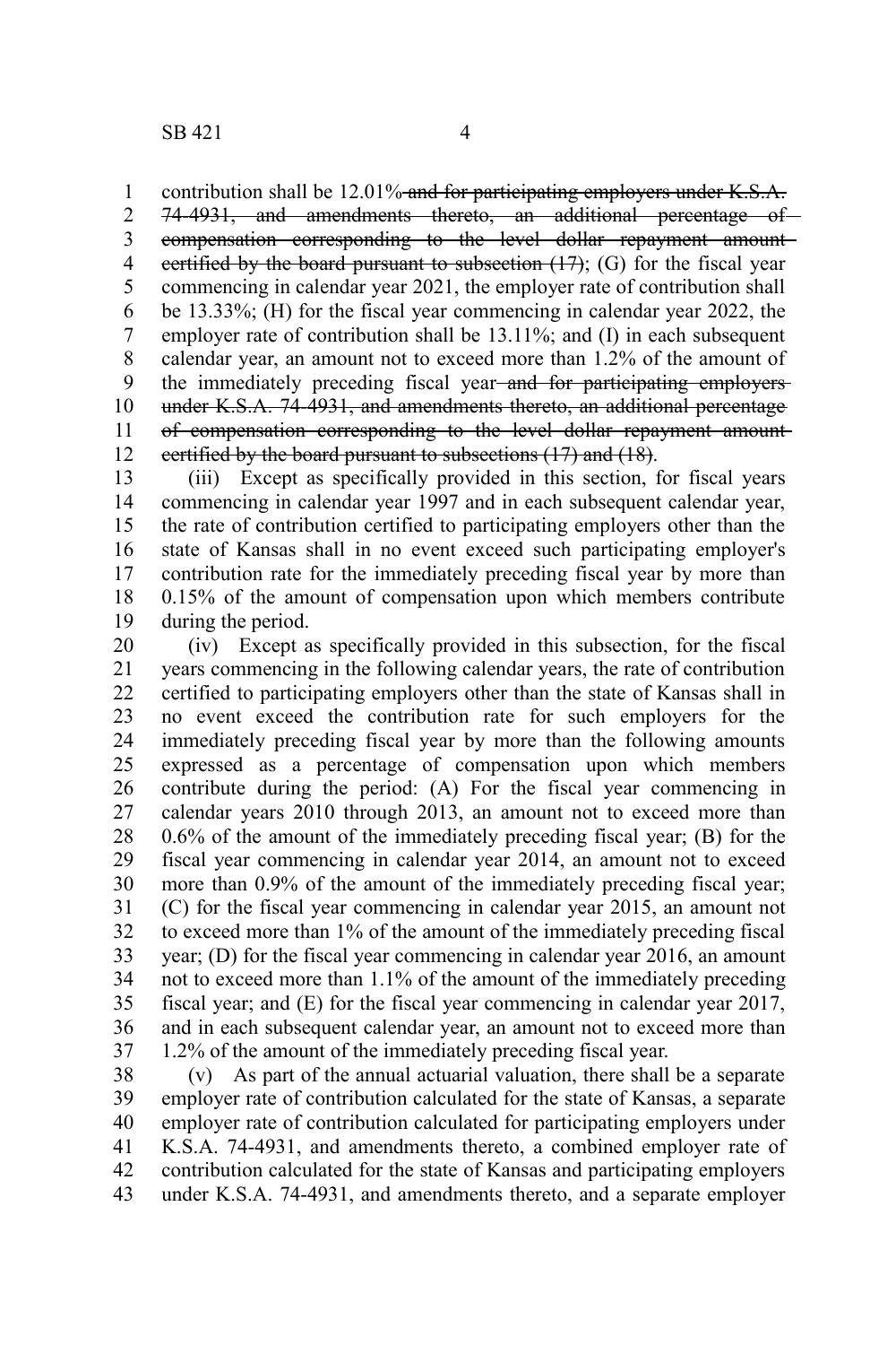contribution shall be 12.01%~~ and for participating employers under K.S.A. 74-4931, and amendments thereto, an additional percentage of compensation corresponding to the level dollar repayment amount certified by the board pursuant to subsection (17)~~; (G) for the fiscal year commencing in calendar year 2021, the employer rate of contribution shall be 13.33%; (H) for the fiscal year commencing in calendar year 2022, the employer rate of contribution shall be 13.11%; and (I) in each subsequent calendar year, an amount not to exceed more than 1.2% of the amount of the immediately preceding fiscal year~~ and for participating employers under K.S.A. 74-4931, and amendments thereto, an additional percentage of compensation corresponding to the level dollar repayment amount certified by the board pursuant to subsections (17) and (18)~~.

(iii) Except as specifically provided in this section, for fiscal years commencing in calendar year 1997 and in each subsequent calendar year, the rate of contribution certified to participating employers other than the state of Kansas shall in no event exceed such participating employer's contribution rate for the immediately preceding fiscal year by more than 0.15% of the amount of compensation upon which members contribute during the period.

(iv) Except as specifically provided in this subsection, for the fiscal years commencing in the following calendar years, the rate of contribution certified to participating employers other than the state of Kansas shall in no event exceed the contribution rate for such employers for the immediately preceding fiscal year by more than the following amounts expressed as a percentage of compensation upon which members contribute during the period: (A) For the fiscal year commencing in calendar years 2010 through 2013, an amount not to exceed more than 0.6% of the amount of the immediately preceding fiscal year; (B) for the fiscal year commencing in calendar year 2014, an amount not to exceed more than 0.9% of the amount of the immediately preceding fiscal year; (C) for the fiscal year commencing in calendar year 2015, an amount not to exceed more than 1% of the amount of the immediately preceding fiscal year; (D) for the fiscal year commencing in calendar year 2016, an amount not to exceed more than 1.1% of the amount of the immediately preceding fiscal year; and (E) for the fiscal year commencing in calendar year 2017, and in each subsequent calendar year, an amount not to exceed more than 1.2% of the amount of the immediately preceding fiscal year.

(v) As part of the annual actuarial valuation, there shall be a separate employer rate of contribution calculated for the state of Kansas, a separate employer rate of contribution calculated for participating employers under K.S.A. 74-4931, and amendments thereto, a combined employer rate of contribution calculated for the state of Kansas and participating employers under K.S.A. 74-4931, and amendments thereto, and a separate employer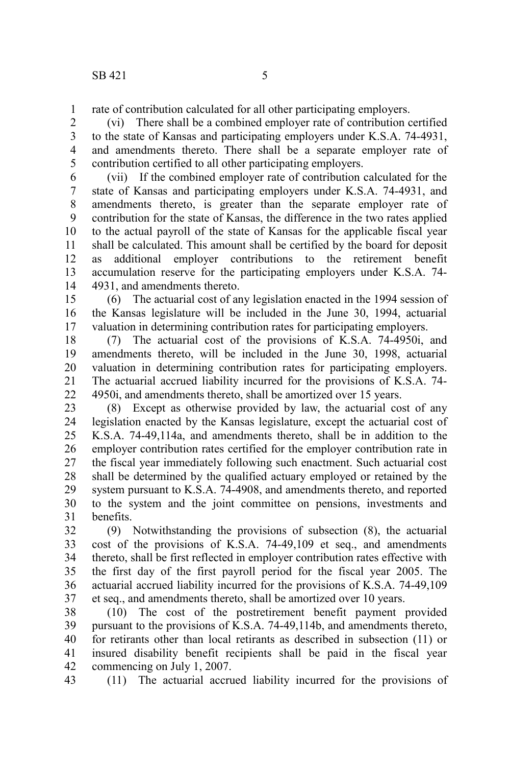rate of contribution calculated for all other participating employers.

(vi) There shall be a combined employer rate of contribution certified to the state of Kansas and participating employers under K.S.A. 74-4931, and amendments thereto. There shall be a separate employer rate of contribution certified to all other participating employers.

(vii) If the combined employer rate of contribution calculated for the state of Kansas and participating employers under K.S.A. 74-4931, and amendments thereto, is greater than the separate employer rate of contribution for the state of Kansas, the difference in the two rates applied to the actual payroll of the state of Kansas for the applicable fiscal year shall be calculated. This amount shall be certified by the board for deposit as additional employer contributions to the retirement benefit accumulation reserve for the participating employers under K.S.A. 74-4931, and amendments thereto.

(6) The actuarial cost of any legislation enacted in the 1994 session of the Kansas legislature will be included in the June 30, 1994, actuarial valuation in determining contribution rates for participating employers.

(7) The actuarial cost of the provisions of K.S.A. 74-4950i, and amendments thereto, will be included in the June 30, 1998, actuarial valuation in determining contribution rates for participating employers. The actuarial accrued liability incurred for the provisions of K.S.A. 74-4950i, and amendments thereto, shall be amortized over 15 years.

(8) Except as otherwise provided by law, the actuarial cost of any legislation enacted by the Kansas legislature, except the actuarial cost of K.S.A. 74-49,114a, and amendments thereto, shall be in addition to the employer contribution rates certified for the employer contribution rate in the fiscal year immediately following such enactment. Such actuarial cost shall be determined by the qualified actuary employed or retained by the system pursuant to K.S.A. 74-4908, and amendments thereto, and reported to the system and the joint committee on pensions, investments and benefits.

(9) Notwithstanding the provisions of subsection (8), the actuarial cost of the provisions of K.S.A. 74-49,109 et seq., and amendments thereto, shall be first reflected in employer contribution rates effective with the first day of the first payroll period for the fiscal year 2005. The actuarial accrued liability incurred for the provisions of K.S.A. 74-49,109 et seq., and amendments thereto, shall be amortized over 10 years.

(10) The cost of the postretirement benefit payment provided pursuant to the provisions of K.S.A. 74-49,114b, and amendments thereto, for retirants other than local retirants as described in subsection (11) or insured disability benefit recipients shall be paid in the fiscal year commencing on July 1, 2007.

(11) The actuarial accrued liability incurred for the provisions of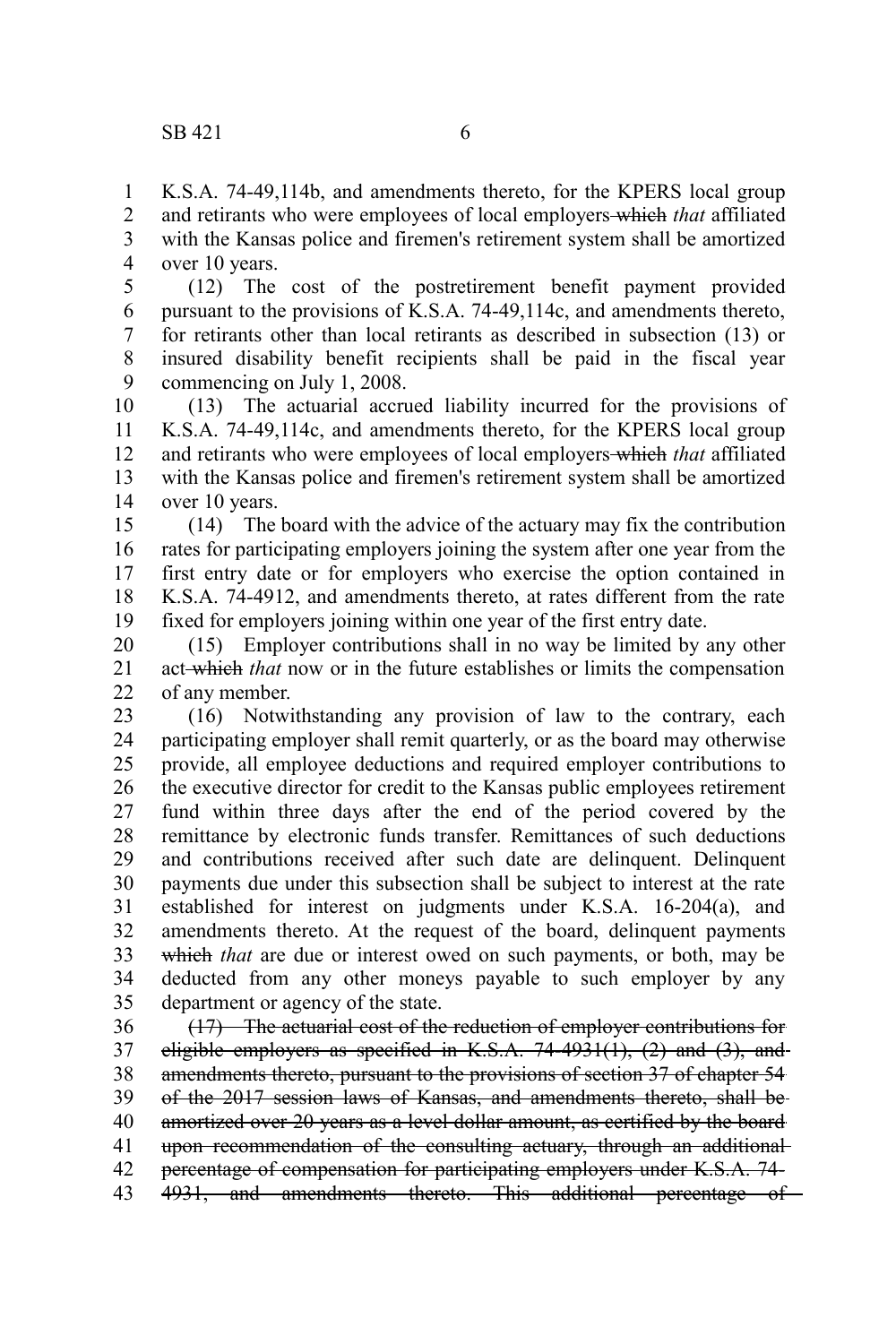K.S.A. 74-49,114b, and amendments thereto, for the KPERS local group and retirants who were employees of local employers ~~which~~ *that* affiliated with the Kansas police and firemen's retirement system shall be amortized over 10 years.

(12) The cost of the postretirement benefit payment provided pursuant to the provisions of K.S.A. 74-49,114c, and amendments thereto, for retirants other than local retirants as described in subsection (13) or insured disability benefit recipients shall be paid in the fiscal year commencing on July 1, 2008.

(13) The actuarial accrued liability incurred for the provisions of K.S.A. 74-49,114c, and amendments thereto, for the KPERS local group and retirants who were employees of local employers ~~which~~ *that* affiliated with the Kansas police and firemen's retirement system shall be amortized over 10 years.

(14) The board with the advice of the actuary may fix the contribution rates for participating employers joining the system after one year from the first entry date or for employers who exercise the option contained in K.S.A. 74-4912, and amendments thereto, at rates different from the rate fixed for employers joining within one year of the first entry date.

(15) Employer contributions shall in no way be limited by any other act ~~which~~ *that* now or in the future establishes or limits the compensation of any member.

(16) Notwithstanding any provision of law to the contrary, each participating employer shall remit quarterly, or as the board may otherwise provide, all employee deductions and required employer contributions to the executive director for credit to the Kansas public employees retirement fund within three days after the end of the period covered by the remittance by electronic funds transfer. Remittances of such deductions and contributions received after such date are delinquent. Delinquent payments due under this subsection shall be subject to interest at the rate established for interest on judgments under K.S.A. 16-204(a), and amendments thereto. At the request of the board, delinquent payments ~~which~~ *that* are due or interest owed on such payments, or both, may be deducted from any other moneys payable to such employer by any department or agency of the state.

~~(17) The actuarial cost of the reduction of employer contributions for eligible employers as specified in K.S.A. 74-4931(1), (2) and (3), and amendments thereto, pursuant to the provisions of section 37 of chapter 54 of the 2017 session laws of Kansas, and amendments thereto, shall be amortized over 20 years as a level dollar amount, as certified by the board upon recommendation of the consulting actuary, through an additional percentage of compensation for participating employers under K.S.A. 74-4931, and amendments thereto. This additional percentage of~~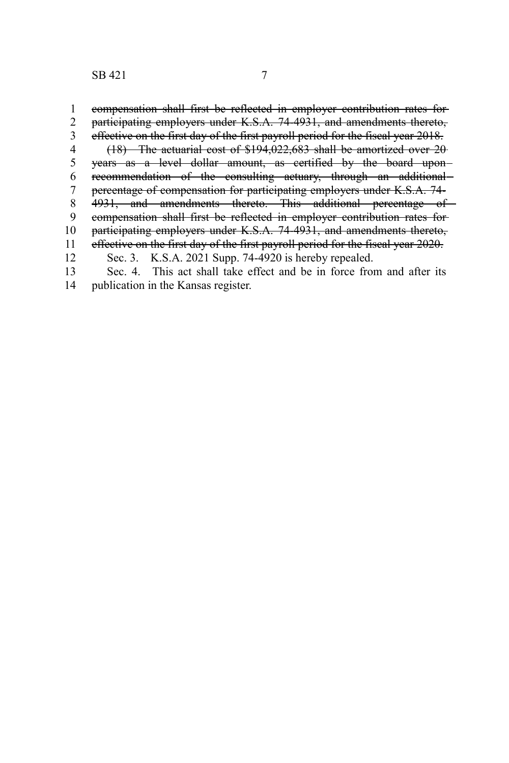~~compensation shall first be reflected in employer contribution rates for participating employers under K.S.A. 74-4931, and amendments thereto, effective on the first day of the first payroll period for the fiscal year 2018.~~

~~(18) The actuarial cost of $194,022,683 shall be amortized over 20 years as a level dollar amount, as certified by the board upon recommendation of the consulting actuary, through an additional percentage of compensation for participating employers under K.S.A. 74-4931, and amendments thereto. This additional percentage of compensation shall first be reflected in employer contribution rates for participating employers under K.S.A. 74-4931, and amendments thereto, effective on the first day of the first payroll period for the fiscal year 2020.~~

Sec. 3. K.S.A. 2021 Supp. 74-4920 is hereby repealed.

Sec. 4. This act shall take effect and be in force from and after its publication in the Kansas register.